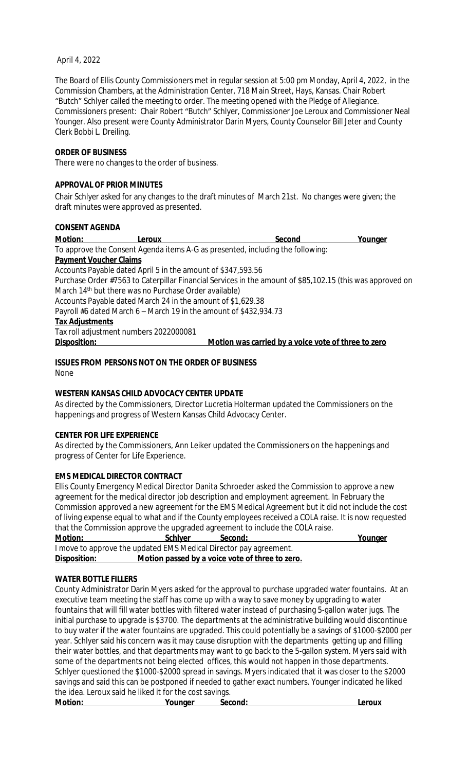April 4, 2022

The Board of Ellis County Commissioners met in regular session at 5:00 pm Monday, April 4, 2022, in the Commission Chambers, at the Administration Center, 718 Main Street, Hays, Kansas. Chair Robert "Butch" Schlyer called the meeting to order. The meeting opened with the Pledge of Allegiance. Commissioners present: Chair Robert "Butch" Schlyer, Commissioner Joe Leroux and Commissioner Neal Younger. Also present were County Administrator Darin Myers, County Counselor Bill Jeter and County Clerk Bobbi L. Dreiling.

**ORDER OF BUSINESS**

There were no changes to the order of business.

**APPROVAL OF PRIOR MINUTES**

Chair Schlyer asked for any changes to the draft minutes of March 21st. No changes were given; the draft minutes were approved as presented.

**CONSENT AGENDA**

**Motion:** Leroux **Second** Younger

To approve the Consent Agenda items A-G as presented, including the following:

**Payment Voucher Claims**

Accounts Payable dated April 5 in the amount of $347,593.56

Purchase Order #7563 to Caterpillar Financial Services in the amount of $85,102.15 (this was approved on March 14th but there was no Purchase Order available)

Accounts Payable dated March 24 in the amount of $1,629.38

Payroll #6 dated March 6 – March 19 in the amount of $432,934.73

**Tax Adjustments**

Tax roll adjustment numbers 2022000081

**Disposition:** **Motion was carried by a voice vote of three to zero**

**ISSUES FROM PERSONS NOT ON THE ORDER OF BUSINESS**

None

**WESTERN KANSAS CHILD ADVOCACY CENTER UPDATE**

As directed by the Commissioners, Director Lucretia Holterman updated the Commissioners on the happenings and progress of Western Kansas Child Advocacy Center.

**CENTER FOR LIFE EXPERIENCE**

As directed by the Commissioners, Ann Leiker updated the Commissioners on the happenings and progress of Center for Life Experience.

**EMS MEDICAL DIRECTOR CONTRACT**

Ellis County Emergency Medical Director Danita Schroeder asked the Commission to approve a new agreement for the medical director job description and employment agreement. In February the Commission approved a new agreement for the EMS Medical Agreement but it did not include the cost of living expense equal to what and if the County employees received a COLA raise. It is now requested that the Commission approve the upgraded agreement to include the COLA raise.

**Motion:** Schlyer **Second:** Younger

I move to approve the updated EMS Medical Director pay agreement.

**Disposition:** **Motion passed by a voice vote of three to zero.**

**WATER BOTTLE FILLERS**

County Administrator Darin Myers asked for the approval to purchase upgraded water fountains. At an executive team meeting the staff has come up with a way to save money by upgrading to water fountains that will fill water bottles with filtered water instead of purchasing 5-gallon water jugs. The initial purchase to upgrade is $3700. The departments at the administrative building would discontinue to buy water if the water fountains are upgraded. This could potentially be a savings of $1000-$2000 per year. Schlyer said his concern was it may cause disruption with the departments getting up and filling their water bottles, and that departments may want to go back to the 5-gallon system. Myers said with some of the departments not being elected offices, this would not happen in those departments. Schlyer questioned the $1000-$2000 spread in savings. Myers indicated that it was closer to the $2000 savings and said this can be postponed if needed to gather exact numbers. Younger indicated he liked the idea. Leroux said he liked it for the cost savings.

**Motion:** Younger **Second:** Leroux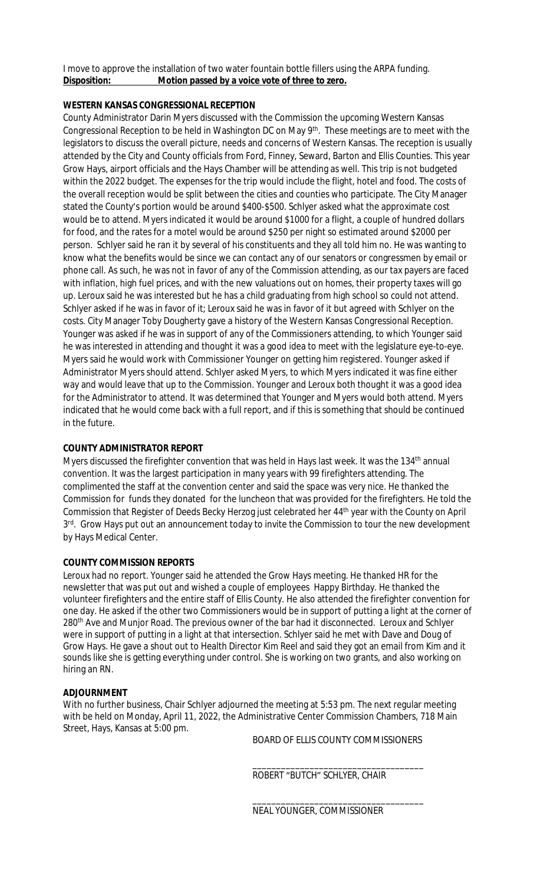I move to approve the installation of two water fountain bottle fillers using the ARPA funding.
**Disposition: Motion passed by a voice vote of three to zero.**

**WESTERN KANSAS CONGRESSIONAL RECEPTION**

County Administrator Darin Myers discussed with the Commission the upcoming Western Kansas Congressional Reception to be held in Washington DC on May 9th. These meetings are to meet with the legislators to discuss the overall picture, needs and concerns of Western Kansas. The reception is usually attended by the City and County officials from Ford, Finney, Seward, Barton and Ellis Counties. This year Grow Hays, airport officials and the Hays Chamber will be attending as well. This trip is not budgeted within the 2022 budget. The expenses for the trip would include the flight, hotel and food. The costs of the overall reception would be split between the cities and counties who participate. The City Manager stated the County's portion would be around $400-$500. Schlyer asked what the approximate cost would be to attend. Myers indicated it would be around $1000 for a flight, a couple of hundred dollars for food, and the rates for a motel would be around $250 per night so estimated around $2000 per person. Schlyer said he ran it by several of his constituents and they all told him no. He was wanting to know what the benefits would be since we can contact any of our senators or congressmen by email or phone call. As such, he was not in favor of any of the Commission attending, as our tax payers are faced with inflation, high fuel prices, and with the new valuations out on homes, their property taxes will go up. Leroux said he was interested but he has a child graduating from high school so could not attend. Schlyer asked if he was in favor of it; Leroux said he was in favor of it but agreed with Schlyer on the costs. City Manager Toby Dougherty gave a history of the Western Kansas Congressional Reception. Younger was asked if he was in support of any of the Commissioners attending, to which Younger said he was interested in attending and thought it was a good idea to meet with the legislature eye-to-eye. Myers said he would work with Commissioner Younger on getting him registered. Younger asked if Administrator Myers should attend. Schlyer asked Myers, to which Myers indicated it was fine either way and would leave that up to the Commission. Younger and Leroux both thought it was a good idea for the Administrator to attend. It was determined that Younger and Myers would both attend. Myers indicated that he would come back with a full report, and if this is something that should be continued in the future.

**COUNTY ADMINISTRATOR REPORT**

Myers discussed the firefighter convention that was held in Hays last week. It was the 134th annual convention. It was the largest participation in many years with 99 firefighters attending. The complimented the staff at the convention center and said the space was very nice. He thanked the Commission for funds they donated for the luncheon that was provided for the firefighters. He told the Commission that Register of Deeds Becky Herzog just celebrated her 44th year with the County on April 3rd. Grow Hays put out an announcement today to invite the Commission to tour the new development by Hays Medical Center.

**COUNTY COMMISSION REPORTS**

Leroux had no report. Younger said he attended the Grow Hays meeting. He thanked HR for the newsletter that was put out and wished a couple of employees Happy Birthday. He thanked the volunteer firefighters and the entire staff of Ellis County. He also attended the firefighter convention for one day. He asked if the other two Commissioners would be in support of putting a light at the corner of 280th Ave and Munjor Road. The previous owner of the bar had it disconnected. Leroux and Schlyer were in support of putting in a light at that intersection. Schlyer said he met with Dave and Doug of Grow Hays. He gave a shout out to Health Director Kim Reel and said they got an email from Kim and it sounds like she is getting everything under control. She is working on two grants, and also working on hiring an RN.

**ADJOURNMENT**

With no further business, Chair Schlyer adjourned the meeting at 5:53 pm. The next regular meeting with be held on Monday, April 11, 2022, the Administrative Center Commission Chambers, 718 Main Street, Hays, Kansas at 5:00 pm.

BOARD OF ELLIS COUNTY COMMISSIONERS

___________________________________
ROBERT "BUTCH" SCHLYER, CHAIR

___________________________________
NEAL YOUNGER, COMMISSIONER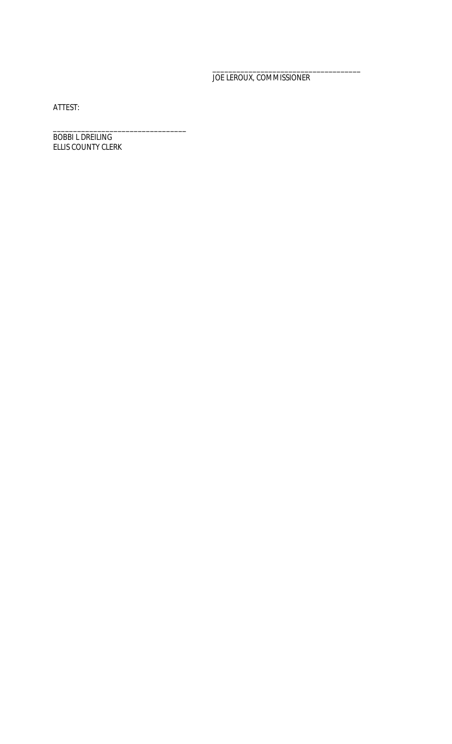____________________________________
JOE LEROUX, COMMISSIONER

ATTEST:

________________________________
BOBBI L DREILING
ELLIS COUNTY CLERK